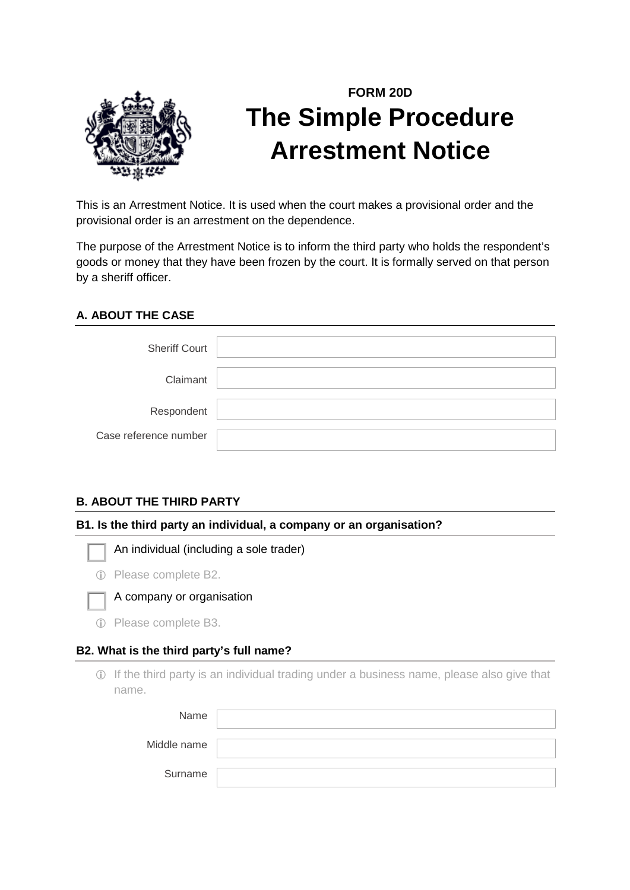**FORM 20D**

# The Simple Procedure Arrestment Notice

This is an Arrestment Notice. It is used when the court makes a provisional order and the provisional order is an arrestment on the dependence.

The purpose of the Arrestment Notice is to inform the third party who holds the respondent's goods or money that they have been frozen by the court. It is formally served on that person by a sheriff officer.

## A. ABOUT THE CASE

Sheriff Court

Claimant

Respondent

Case reference number

## B. ABOUT THE THIRD PARTY

### B1. Is the third party an individual, a company or an organisation?

☐ An individual (including a sole trader)

ⓘ Please complete B2.

☐ A company or organisation

ⓘ Please complete B3.

### B2. What is the third party's full name?

ⓘ If the third party is an individual trading under a business name, please also give that name.

Name

Middle name

Surname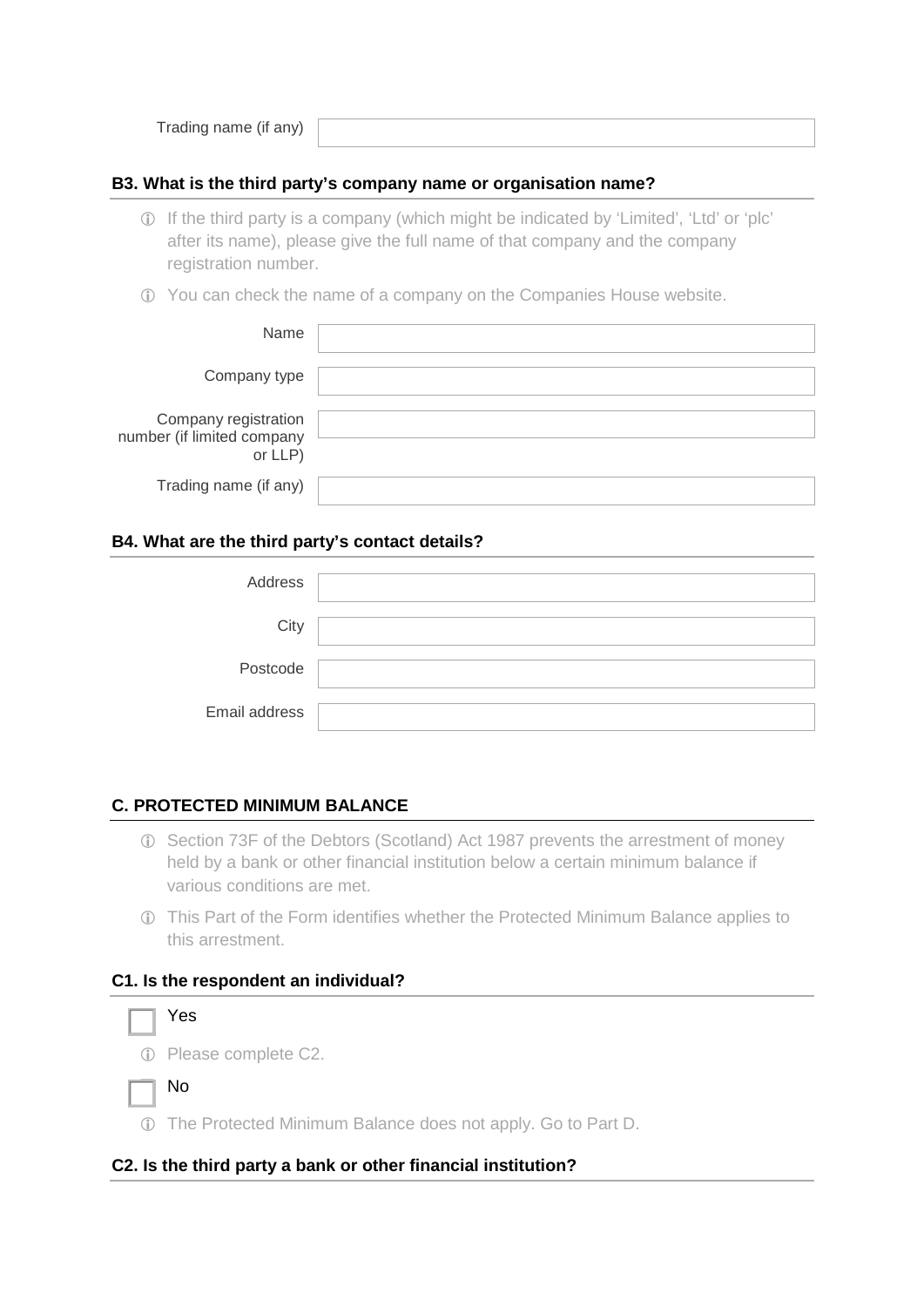Trading name (if any)

### B3. What is the third party's company name or organisation name?

- ⓘ If the third party is a company (which might be indicated by 'Limited', 'Ltd' or 'plc' after its name), please give the full name of that company and the company registration number.
- ⓘ You can check the name of a company on the Companies House website.

Name

Company type

Company registration number (if limited company or LLP)

Trading name (if any)

### B4. What are the third party's contact details?

Address

City

Postcode

Email address

## C. PROTECTED MINIMUM BALANCE

- ⓘ Section 73F of the Debtors (Scotland) Act 1987 prevents the arrestment of money held by a bank or other financial institution below a certain minimum balance if various conditions are met.
- ⓘ This Part of the Form identifies whether the Protected Minimum Balance applies to this arrestment.

### C1. Is the respondent an individual?

☐ Yes

ⓘ Please complete C2.

☐ No

ⓘ The Protected Minimum Balance does not apply. Go to Part D.

### C2. Is the third party a bank or other financial institution?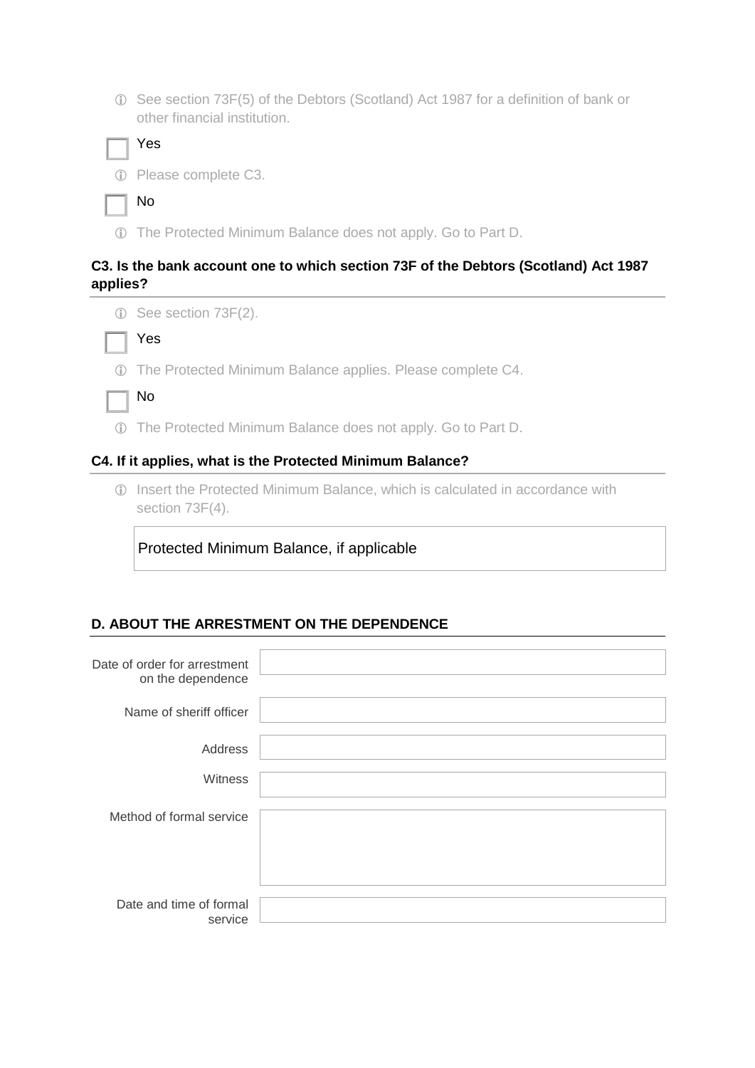ⓘ See section 73F(5) of the Debtors (Scotland) Act 1987 for a definition of bank or other financial institution.

☐ Yes

ⓘ Please complete C3.

☐ No

ⓘ The Protected Minimum Balance does not apply. Go to Part D.

### C3. Is the bank account one to which section 73F of the Debtors (Scotland) Act 1987 applies?

ⓘ See section 73F(2).

☐ Yes

ⓘ The Protected Minimum Balance applies. Please complete C4.

☐ No

ⓘ The Protected Minimum Balance does not apply. Go to Part D.

### C4. If it applies, what is the Protected Minimum Balance?

ⓘ Insert the Protected Minimum Balance, which is calculated in accordance with section 73F(4).

| Protected Minimum Balance, if applicable |
|---|

## D. ABOUT THE ARRESTMENT ON THE DEPENDENCE

| | |
|---|---|
| Date of order for arrestment on the dependence | |
| Name of sheriff officer | |
| Address | |
| Witness | |
| Method of formal service | |
| Date and time of formal service | |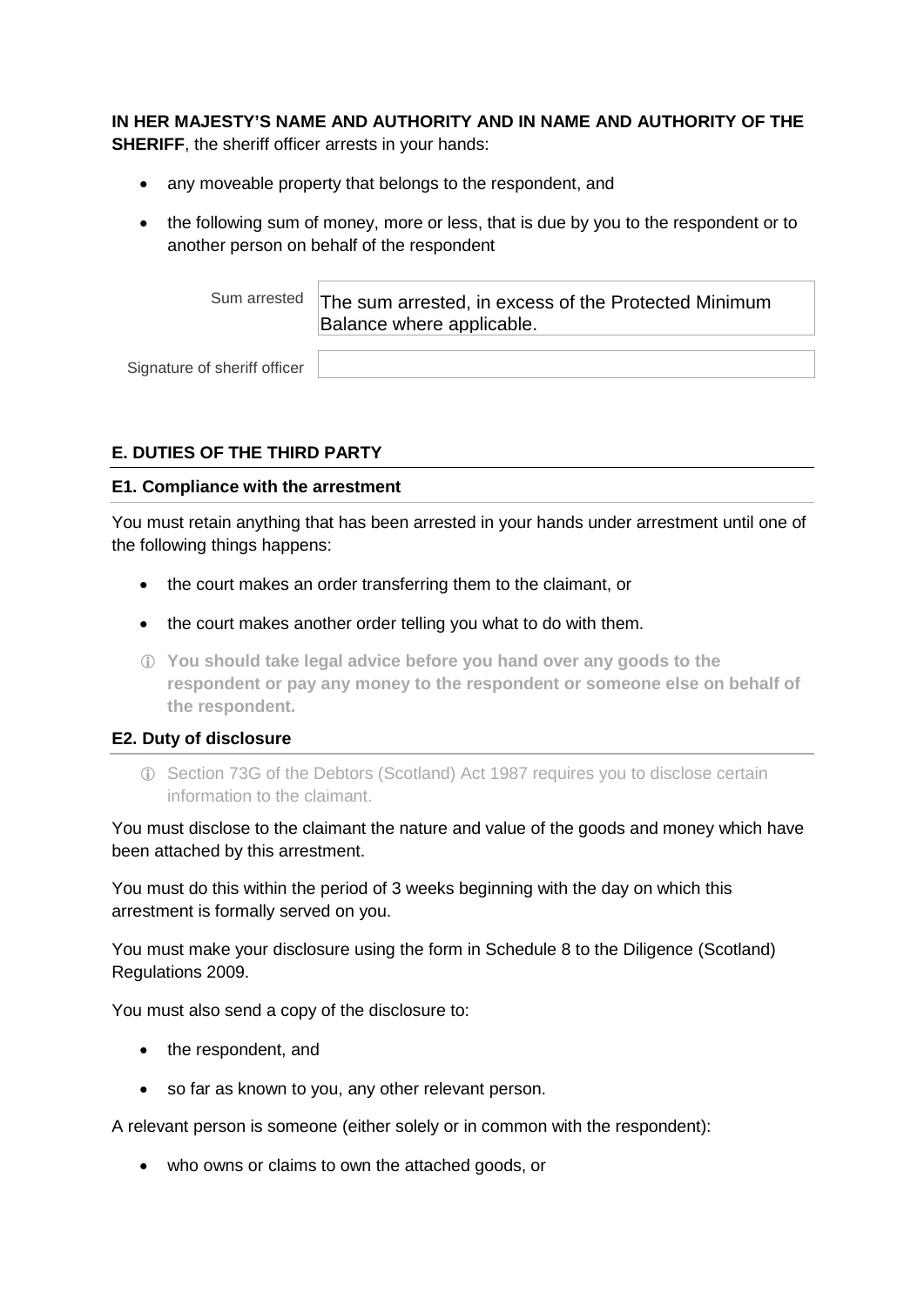**IN HER MAJESTY'S NAME AND AUTHORITY AND IN NAME AND AUTHORITY OF THE SHERIFF**, the sheriff officer arrests in your hands:

- any moveable property that belongs to the respondent, and
- the following sum of money, more or less, that is due by you to the respondent or to another person on behalf of the respondent

| | |
|---|---|
| Sum arrested | The sum arrested, in excess of the Protected Minimum Balance where applicable. |
| Signature of sheriff officer | |

## E. DUTIES OF THE THIRD PARTY

### E1. Compliance with the arrestment

You must retain anything that has been arrested in your hands under arrestment until one of the following things happens:

- the court makes an order transferring them to the claimant, or
- the court makes another order telling you what to do with them.
- ⓘ **You should take legal advice before you hand over any goods to the respondent or pay any money to the respondent or someone else on behalf of the respondent.**

### E2. Duty of disclosure

- ⓘ Section 73G of the Debtors (Scotland) Act 1987 requires you to disclose certain information to the claimant.

You must disclose to the claimant the nature and value of the goods and money which have been attached by this arrestment.

You must do this within the period of 3 weeks beginning with the day on which this arrestment is formally served on you.

You must make your disclosure using the form in Schedule 8 to the Diligence (Scotland) Regulations 2009.

You must also send a copy of the disclosure to:

- the respondent, and
- so far as known to you, any other relevant person.

A relevant person is someone (either solely or in common with the respondent):

- who owns or claims to own the attached goods, or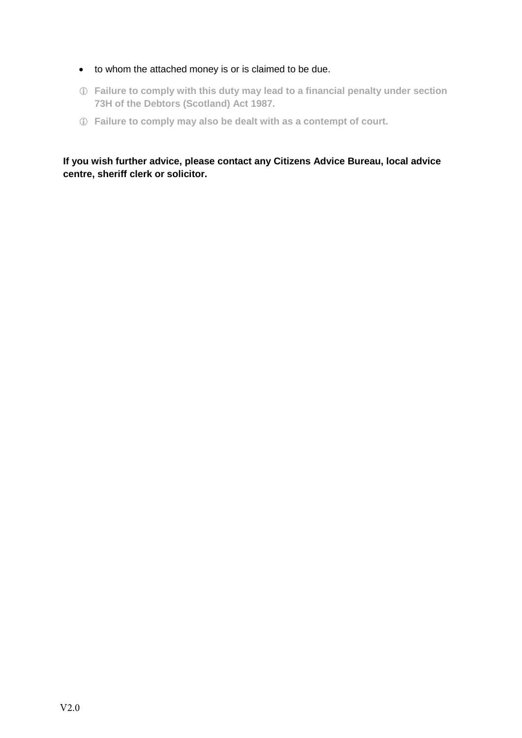- to whom the attached money is or is claimed to be due.

ⓘ **Failure to comply with this duty may lead to a financial penalty under section 73H of the Debtors (Scotland) Act 1987.**

ⓘ **Failure to comply may also be dealt with as a contempt of court.**

**If you wish further advice, please contact any Citizens Advice Bureau, local advice centre, sheriff clerk or solicitor.**